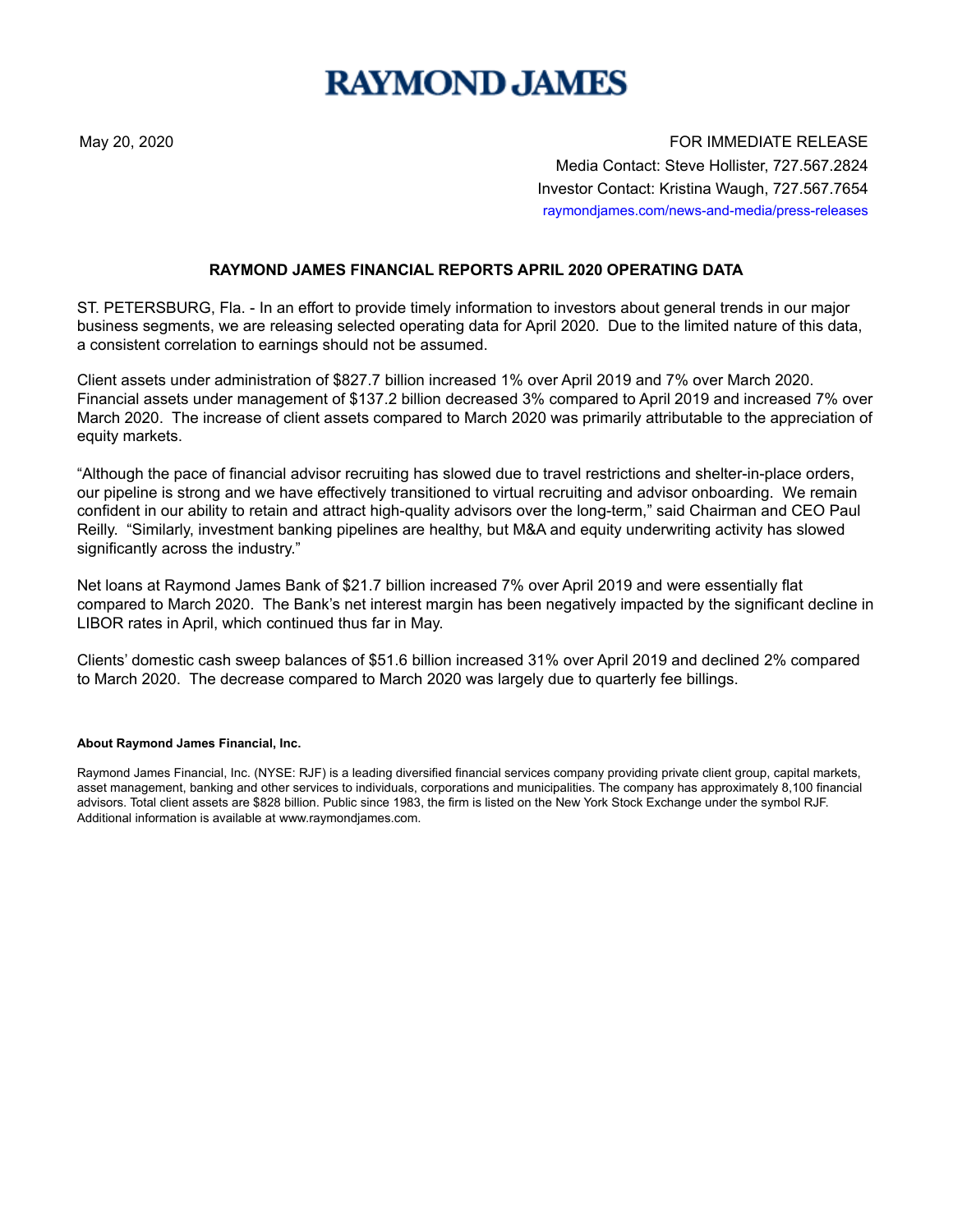# RAYMOND JAMES

May 20, 2020

FOR IMMEDIATE RELEASE
Media Contact: Steve Hollister, 727.567.2824
Investor Contact: Kristina Waugh, 727.567.7654
raymondjames.com/news-and-media/press-releases

## RAYMOND JAMES FINANCIAL REPORTS APRIL 2020 OPERATING DATA

ST. PETERSBURG, Fla. - In an effort to provide timely information to investors about general trends in our major business segments, we are releasing selected operating data for April 2020. Due to the limited nature of this data, a consistent correlation to earnings should not be assumed.

Client assets under administration of $827.7 billion increased 1% over April 2019 and 7% over March 2020. Financial assets under management of $137.2 billion decreased 3% compared to April 2019 and increased 7% over March 2020. The increase of client assets compared to March 2020 was primarily attributable to the appreciation of equity markets.

"Although the pace of financial advisor recruiting has slowed due to travel restrictions and shelter-in-place orders, our pipeline is strong and we have effectively transitioned to virtual recruiting and advisor onboarding. We remain confident in our ability to retain and attract high-quality advisors over the long-term," said Chairman and CEO Paul Reilly. "Similarly, investment banking pipelines are healthy, but M&A and equity underwriting activity has slowed significantly across the industry."

Net loans at Raymond James Bank of $21.7 billion increased 7% over April 2019 and were essentially flat compared to March 2020. The Bank's net interest margin has been negatively impacted by the significant decline in LIBOR rates in April, which continued thus far in May.

Clients' domestic cash sweep balances of $51.6 billion increased 31% over April 2019 and declined 2% compared to March 2020. The decrease compared to March 2020 was largely due to quarterly fee billings.

**About Raymond James Financial, Inc.**

Raymond James Financial, Inc. (NYSE: RJF) is a leading diversified financial services company providing private client group, capital markets, asset management, banking and other services to individuals, corporations and municipalities. The company has approximately 8,100 financial advisors. Total client assets are $828 billion. Public since 1983, the firm is listed on the New York Stock Exchange under the symbol RJF. Additional information is available at www.raymondjames.com.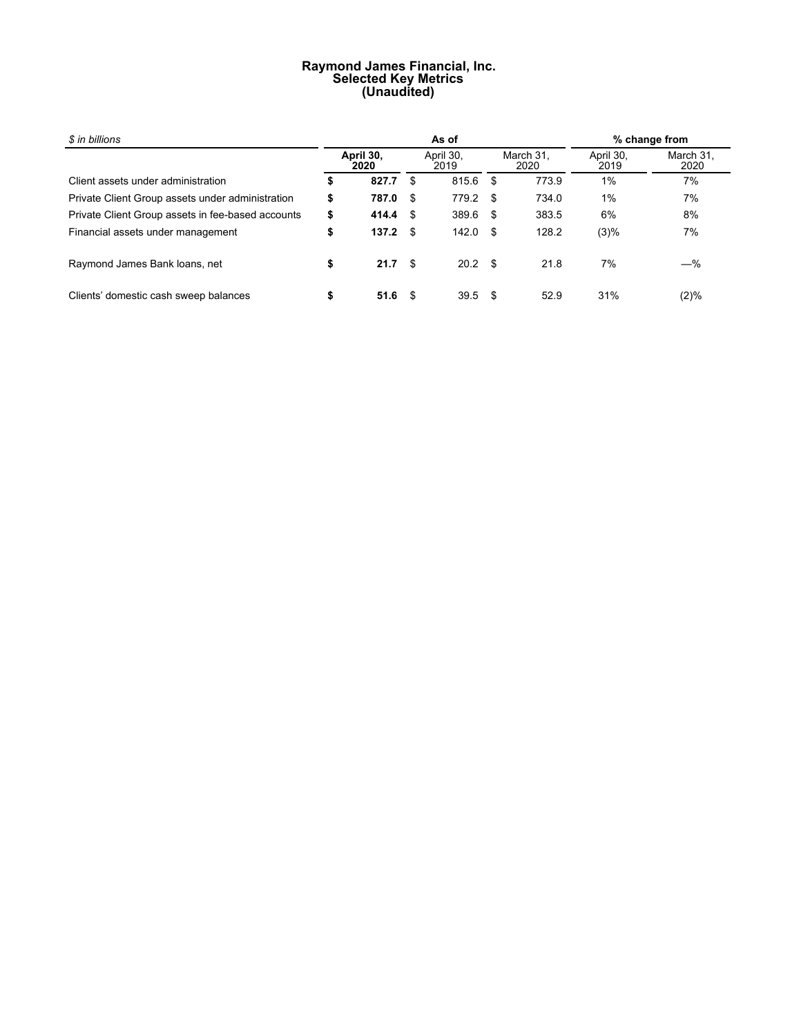# Raymond James Financial, Inc.
## Selected Key Metrics
## (Unaudited)

| *$ in billions* | As of | | | % change from | |
|---|---|---|---|---|---|
| | **April 30, 2020** | April 30, 2019 | March 31, 2020 | April 30, 2019 | March 31, 2020 |
| Client assets under administration | **$ 827.7** | $ 815.6 | $ 773.9 | 1% | 7% |
| Private Client Group assets under administration | **$ 787.0** | $ 779.2 | $ 734.0 | 1% | 7% |
| Private Client Group assets in fee-based accounts | **$ 414.4** | $ 389.6 | $ 383.5 | 6% | 8% |
| Financial assets under management | **$ 137.2** | $ 142.0 | $ 128.2 | (3)% | 7% |
| Raymond James Bank loans, net | **$ 21.7** | $ 20.2 | $ 21.8 | 7% | —% |
| Clients’ domestic cash sweep balances | **$ 51.6** | $ 39.5 | $ 52.9 | 31% | (2)% |